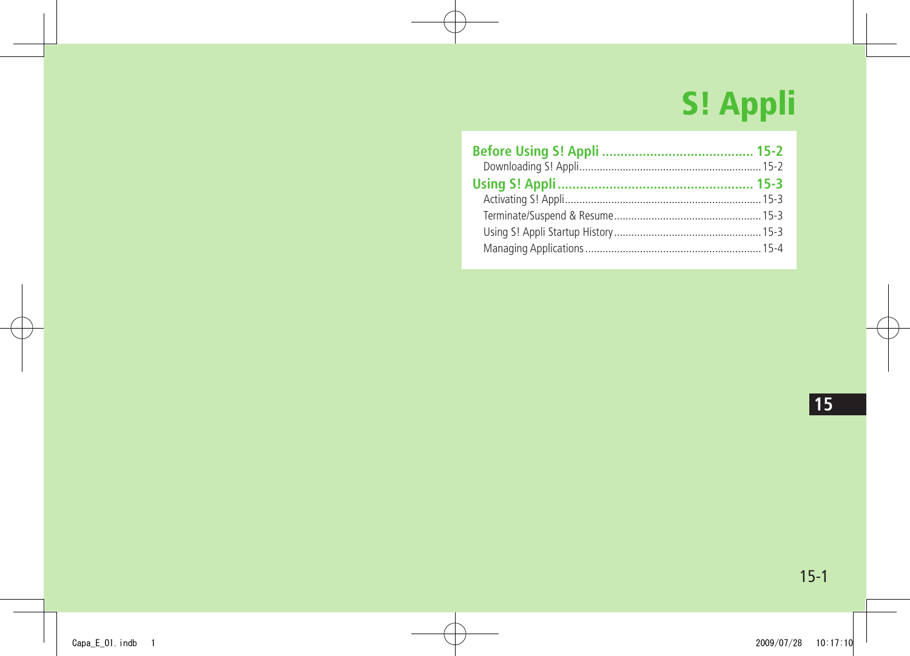# S! Appli

**Before Using S! Appli ......................................... 15-2**

Downloading S! Appli............................................................... 15-2

**Using S! Appli ..................................................... 15-3**

Activating S! Appli.................................................................... 15-3

Terminate/Suspend & Resume................................................... 15-3

Using S! Appli Startup History................................................... 15-3

Managing Applications............................................................. 15-4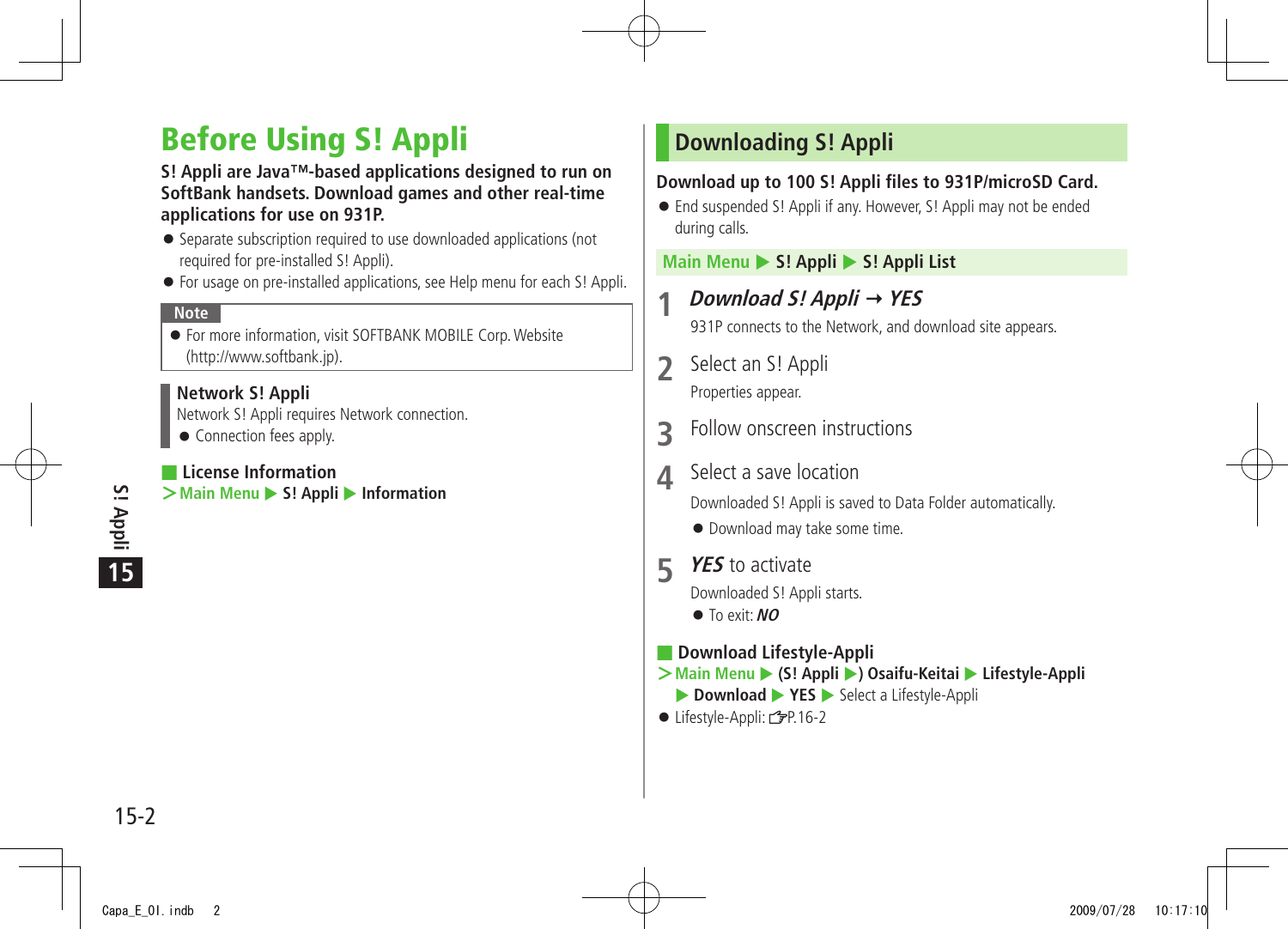# Before Using S! Appli

**S! Appli are Java™-based applications designed to run on SoftBank handsets. Download games and other real-time applications for use on 931P.**

- Separate subscription required to use downloaded applications (not required for pre-installed S! Appli).
- For usage on pre-installed applications, see Help menu for each S! Appli.

**Note**

- For more information, visit SOFTBANK MOBILE Corp. Website (http://www.softbank.jp).

**Network S! Appli**

Network S! Appli requires Network connection.

- Connection fees apply.

### License Information

> Main Menu ▶ **S! Appli** ▶ **Information**

## Downloading S! Appli

**Download up to 100 S! Appli files to 931P/microSD Card.**

- End suspended S! Appli if any. However, S! Appli may not be ended during calls.

Main Menu ▶ **S! Appli** ▶ **S! Appli List**

1. ***Download S! Appli*** → ***YES***

   931P connects to the Network, and download site appears.

2. Select an S! Appli

   Properties appear.

3. Follow onscreen instructions

4. Select a save location

   Downloaded S! Appli is saved to Data Folder automatically.

   - Download may take some time.

5. ***YES*** to activate

   Downloaded S! Appli starts.

   - To exit: ***NO***

### Download Lifestyle-Appli

> Main Menu ▶ **(S! Appli ▶) Osaifu-Keitai** ▶ **Lifestyle-Appli** ▶ **Download** ▶ **YES** ▶ Select a Lifestyle-Appli

- Lifestyle-Appli: ☞P.16-2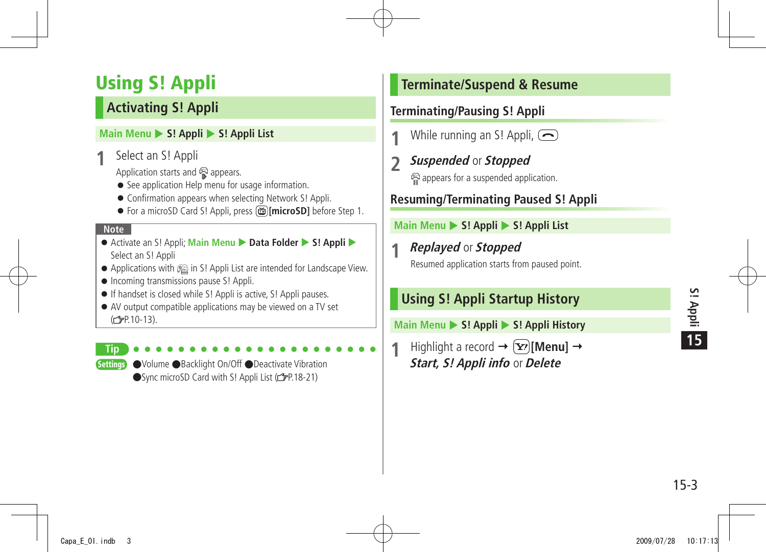# Using S! Appli

## Activating S! Appli

Main Menu ▶ **S! Appli** ▶ **S! Appli List**

**1** Select an S! Appli

Application starts and appears.

- See application Help menu for usage information.
- Confirmation appears when selecting Network S! Appli.
- For a microSD Card S! Appli, press **[microSD]** before Step 1.

**Note**

- Activate an S! Appli; Main Menu ▶ **Data Folder** ▶ **S! Appli** ▶ Select an S! Appli
- Applications with in S! Appli List are intended for Landscape View.
- Incoming transmissions pause S! Appli.
- If handset is closed while S! Appli is active, S! Appli pauses.
- AV output compatible applications may be viewed on a TV set (☞P.10-13).

**Tip**

**Settings** ●Volume ●Backlight On/Off ●Deactivate Vibration ●Sync microSD Card with S! Appli List (☞P.18-21)

## Terminate/Suspend & Resume

### Terminating/Pausing S! Appli

**1** While running an S! Appli,

**2** ***Suspended*** or ***Stopped***

appears for a suspended application.

### Resuming/Terminating Paused S! Appli

Main Menu ▶ **S! Appli** ▶ **S! Appli List**

**1** ***Replayed*** or ***Stopped***

Resumed application starts from paused point.

## Using S! Appli Startup History

Main Menu ▶ **S! Appli** ▶ **S! Appli History**

**1** Highlight a record → **[Menu]** → ***Start, S! Appli info*** or ***Delete***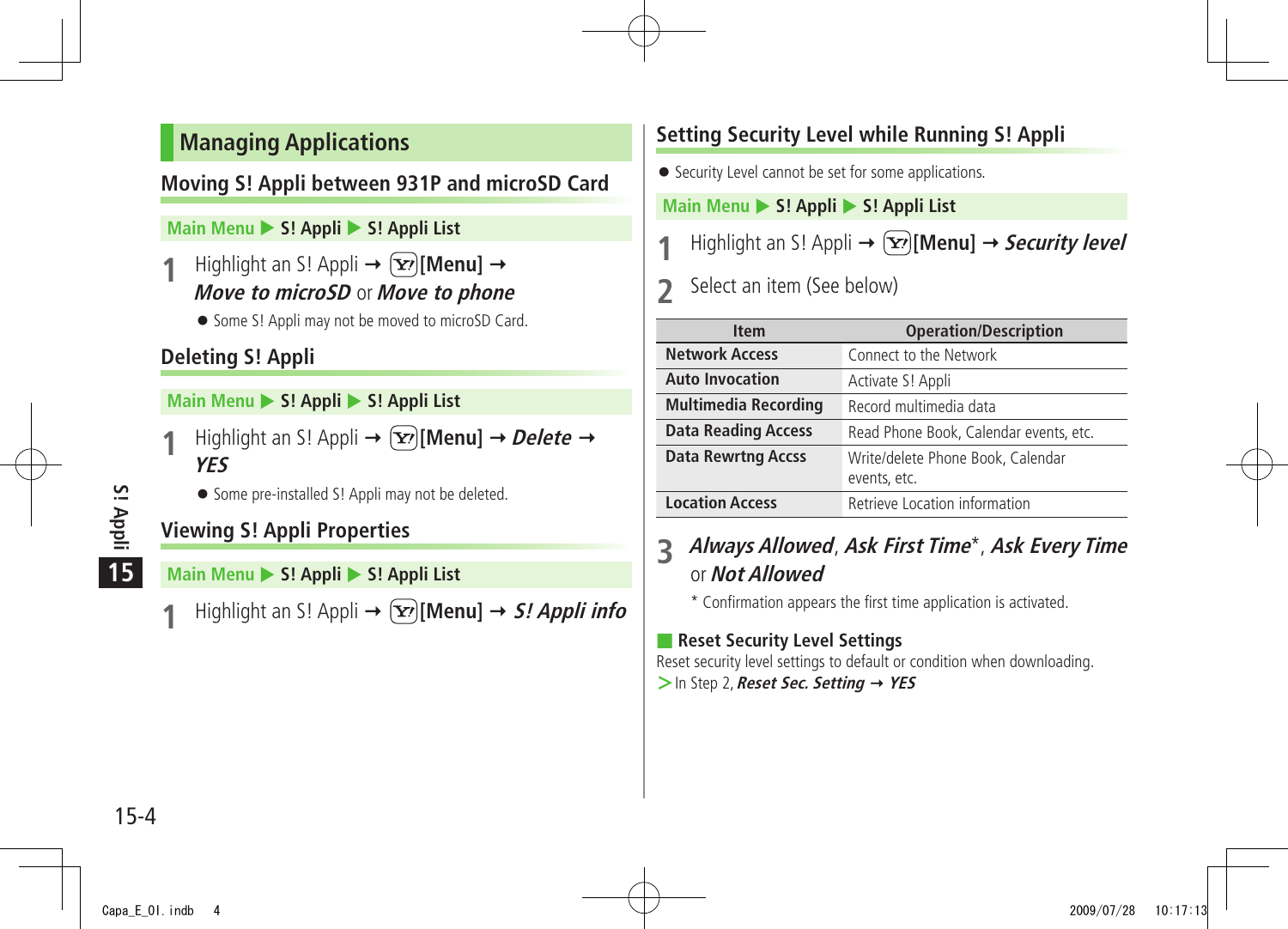## Managing Applications

### Moving S! Appli between 931P and microSD Card

Main Menu ▶ S! Appli ▶ S! Appli List

1 Highlight an S! Appli → [Y!][Menu] → ***Move to microSD*** or ***Move to phone***

- Some S! Appli may not be moved to microSD Card.

### Deleting S! Appli

Main Menu ▶ S! Appli ▶ S! Appli List

1 Highlight an S! Appli → [Y!][Menu] → ***Delete*** → ***YES***

- Some pre-installed S! Appli may not be deleted.

### Viewing S! Appli Properties

Main Menu ▶ S! Appli ▶ S! Appli List

1 Highlight an S! Appli → [Y!][Menu] → ***S! Appli info***

### Setting Security Level while Running S! Appli

- Security Level cannot be set for some applications.

Main Menu ▶ S! Appli ▶ S! Appli List

1 Highlight an S! Appli → [Y!][Menu] → ***Security level***

2 Select an item (See below)

| Item | Operation/Description |
|---|---|
| **Network Access** | Connect to the Network |
| **Auto Invocation** | Activate S! Appli |
| **Multimedia Recording** | Record multimedia data |
| **Data Reading Access** | Read Phone Book, Calendar events, etc. |
| **Data Rewrtng Accss** | Write/delete Phone Book, Calendar events, etc. |
| **Location Access** | Retrieve Location information |

3 ***Always Allowed***, ***Ask First Time****, ***Ask Every Time*** or ***Not Allowed***

\* Confirmation appears the first time application is activated.

**Reset Security Level Settings**

Reset security level settings to default or condition when downloading.

> In Step 2, ***Reset Sec. Setting*** → ***YES***